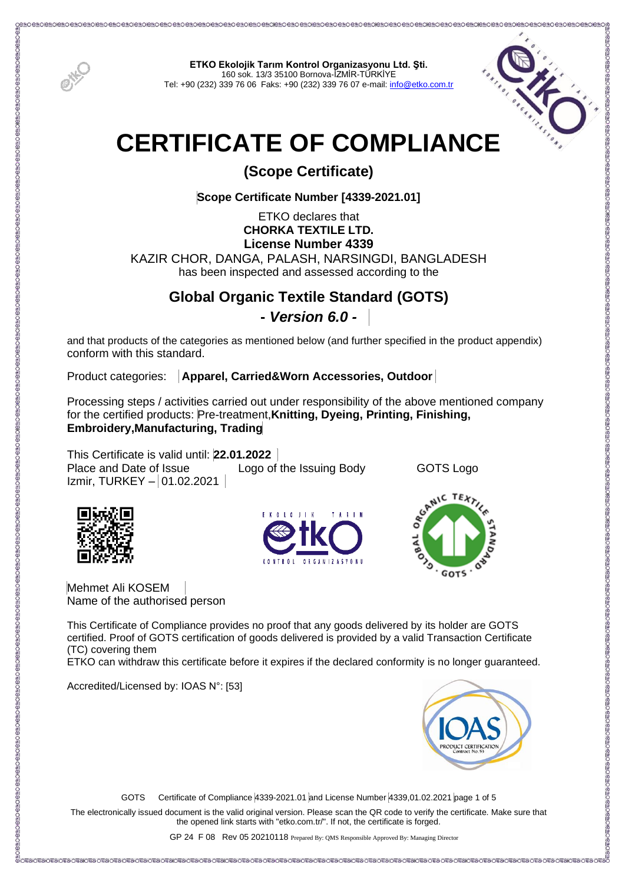**ETKO Ekolojik Tarım Kontrol Organizasyonu Ltd. Şti.**
160 sok. 13/3 35100 Bornova-İZMİR-TÜRKİYE
Tel: +90 (232) 339 76 06 Faks: +90 (232) 339 76 07 e-mail: info@etko.com.tr

# CERTIFICATE OF COMPLIANCE

## (Scope Certificate)

**Scope Certificate Number [4339-2021.01]**

ETKO declares that
**CHORKA TEXTILE LTD.**
**License Number 4339**
KAZIR CHOR, DANGA, PALASH, NARSINGDI, BANGLADESH
has been inspected and assessed according to the

## Global Organic Textile Standard (GOTS)

***- Version 6.0 -***

and that products of the categories as mentioned below (and further specified in the product appendix) conform with this standard.

Product categories: **Apparel, Carried&Worn Accessories, Outdoor**

Processing steps / activities carried out under responsibility of the above mentioned company for the certified products: Pre-treatment,**Knitting, Dyeing, Printing, Finishing, Embroidery,Manufacturing, Trading**

This Certificate is valid until: **22.01.2022**

Place and Date of Issue
Izmir, TURKEY – 01.02.2021

Logo of the Issuing Body

GOTS Logo

Mehmet Ali KOSEM
Name of the authorised person

This Certificate of Compliance provides no proof that any goods delivered by its holder are GOTS certified. Proof of GOTS certification of goods delivered is provided by a valid Transaction Certificate (TC) covering them

ETKO can withdraw this certificate before it expires if the declared conformity is no longer guaranteed.

Accredited/Licensed by: IOAS N°: [53]

GOTS Certificate of Compliance 4339-2021.01 and License Number 4339,01.02.2021 page 1 of 5

The electronically issued document is the valid original version. Please scan the QR code to verify the certificate. Make sure that the opened link starts with "etko.com.tr/". If not, the certificate is forged.

GP 24 F 08 Rev 05 20210118 Prepared By: QMS Responsible Approved By: Managing Director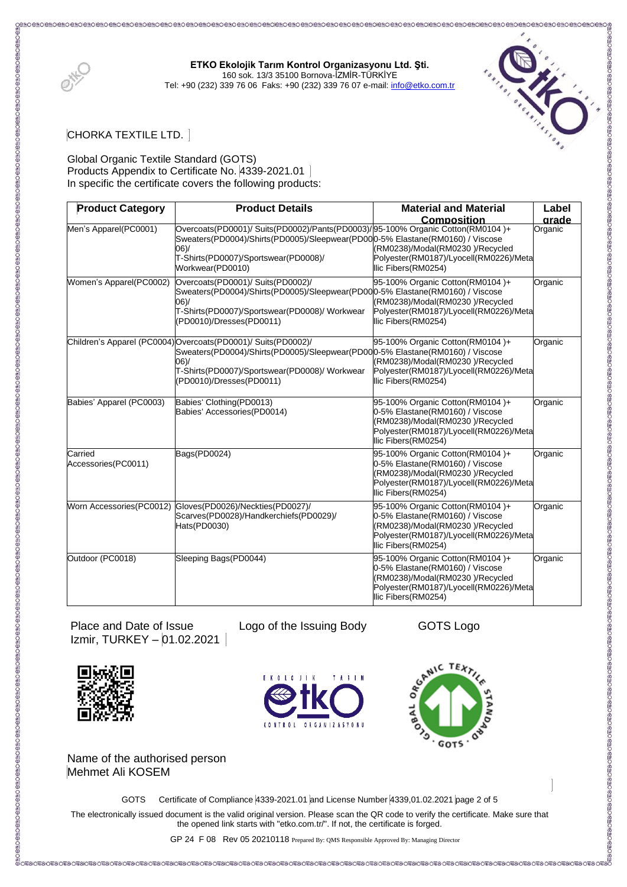**ETKO Ekolojik Tarım Kontrol Organizasyonu Ltd. Şti.**
160 sok. 13/3 35100 Bornova-İZMİR-TÜRKİYE
Tel: +90 (232) 339 76 06 Faks: +90 (232) 339 76 07 e-mail: info@etko.com.tr

CHORKA TEXTILE LTD.

Global Organic Textile Standard (GOTS)
Products Appendix to Certificate No. 4339-2021.01
In specific the certificate covers the following products:

| Product Category | Product Details | Material and Material Composition | Label grade |
|---|---|---|---|
| Men's Apparel(PC0001) | Overcoats(PD0001)/ Suits(PD0002)/Pants(PD0003)/ Sweaters(PD0004)/Shirts(PD0005)/Sleepwear(PD0006)/ T-Shirts(PD0007)/Sportswear(PD0008)/ Workwear(PD0010) | 95-100% Organic Cotton(RM0104 )+ 0-5% Elastane(RM0160) / Viscose (RM0238)/Modal(RM0230 )/Recycled Polyester(RM0187)/Lyocell(RM0226)/Metallic Fibers(RM0254) | Organic |
| Women's Apparel(PC0002) | Overcoats(PD0001)/ Suits(PD0002)/ Sweaters(PD0004)/Shirts(PD0005)/Sleepwear(PD0006)/ T-Shirts(PD0007)/Sportswear(PD0008)/ Workwear (PD0010)/Dresses(PD0011) | 95-100% Organic Cotton(RM0104 )+ 0-5% Elastane(RM0160) / Viscose (RM0238)/Modal(RM0230 )/Recycled Polyester(RM0187)/Lyocell(RM0226)/Metallic Fibers(RM0254) | Organic |
| Children's Apparel (PC0004) | Overcoats(PD0001)/ Suits(PD0002)/ Sweaters(PD0004)/Shirts(PD0005)/Sleepwear(PD0006)/ T-Shirts(PD0007)/Sportswear(PD0008)/ Workwear (PD0010)/Dresses(PD0011) | 95-100% Organic Cotton(RM0104 )+ 0-5% Elastane(RM0160) / Viscose (RM0238)/Modal(RM0230 )/Recycled Polyester(RM0187)/Lyocell(RM0226)/Metallic Fibers(RM0254) | Organic |
| Babies' Apparel (PC0003) | Babies' Clothing(PD0013) Babies' Accessories(PD0014) | 95-100% Organic Cotton(RM0104 )+ 0-5% Elastane(RM0160) / Viscose (RM0238)/Modal(RM0230 )/Recycled Polyester(RM0187)/Lyocell(RM0226)/Metallic Fibers(RM0254) | Organic |
| Carried Accessories(PC0011) | Bags(PD0024) | 95-100% Organic Cotton(RM0104 )+ 0-5% Elastane(RM0160) / Viscose (RM0238)/Modal(RM0230 )/Recycled Polyester(RM0187)/Lyocell(RM0226)/Metallic Fibers(RM0254) | Organic |
| Worn Accessories(PC0012) | Gloves(PD0026)/Neckties(PD0027)/ Scarves(PD0028)/Handkerchiefs(PD0029)/ Hats(PD0030) | 95-100% Organic Cotton(RM0104 )+ 0-5% Elastane(RM0160) / Viscose (RM0238)/Modal(RM0230 )/Recycled Polyester(RM0187)/Lyocell(RM0226)/Metallic Fibers(RM0254) | Organic |
| Outdoor (PC0018) | Sleeping Bags(PD0044) | 95-100% Organic Cotton(RM0104 )+ 0-5% Elastane(RM0160) / Viscose (RM0238)/Modal(RM0230 )/Recycled Polyester(RM0187)/Lyocell(RM0226)/Metallic Fibers(RM0254) | Organic |

Place and Date of Issue
Izmir, TURKEY – 01.02.2021

Logo of the Issuing Body

GOTS Logo

Name of the authorised person
Mehmet Ali KOSEM

GOTS Certificate of Compliance 4339-2021.01 and License Number 4339,01.02.2021 page 2 of 5

The electronically issued document is the valid original version. Please scan the QR code to verify the certificate. Make sure that the opened link starts with "etko.com.tr/". If not, the certificate is forged.

GP 24 F 08 Rev 05 20210118 Prepared By: QMS Responsible Approved By: Managing Director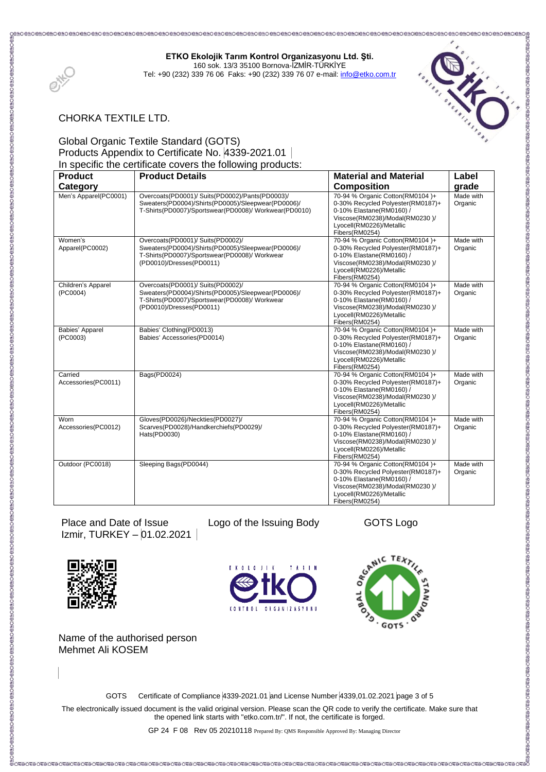**ETKO Ekolojik Tarım Kontrol Organizasyonu Ltd. Şti.**
160 sok. 13/3 35100 Bornova-İZMİR-TÜRKİYE
Tel: +90 (232) 339 76 06 Faks: +90 (232) 339 76 07 e-mail: info@etko.com.tr

CHORKA TEXTILE LTD.

Global Organic Textile Standard (GOTS)
Products Appendix to Certificate No. 4339-2021.01
In specific the certificate covers the following products:

| Product Category | Product Details | Material and Material Composition | Label grade |
|---|---|---|---|
| Men's Apparel(PC0001) | Overcoats(PD0001)/ Suits(PD0002)/Pants(PD0003)/ Sweaters(PD0004)/Shirts(PD0005)/Sleepwear(PD0006)/ T-Shirts(PD0007)/Sportswear(PD0008)/ Workwear(PD0010) | 70-94 % Organic Cotton(RM0104 )+ 0-30% Recycled Polyester(RM0187)+ 0-10% Elastane(RM0160) / Viscose(RM0238)/Modal(RM0230 )/ Lyocell(RM0226)/Metallic Fibers(RM0254) | Made with Organic |
| Women's Apparel(PC0002) | Overcoats(PD0001)/ Suits(PD0002)/ Sweaters(PD0004)/Shirts(PD0005)/Sleepwear(PD0006)/ T-Shirts(PD0007)/Sportswear(PD0008)/ Workwear (PD0010)/Dresses(PD0011) | 70-94 % Organic Cotton(RM0104 )+ 0-30% Recycled Polyester(RM0187)+ 0-10% Elastane(RM0160) / Viscose(RM0238)/Modal(RM0230 )/ Lyocell(RM0226)/Metallic Fibers(RM0254) | Made with Organic |
| Children's Apparel (PC0004) | Overcoats(PD0001)/ Suits(PD0002)/ Sweaters(PD0004)/Shirts(PD0005)/Sleepwear(PD0006)/ T-Shirts(PD0007)/Sportswear(PD0008)/ Workwear (PD0010)/Dresses(PD0011) | 70-94 % Organic Cotton(RM0104 )+ 0-30% Recycled Polyester(RM0187)+ 0-10% Elastane(RM0160) / Viscose(RM0238)/Modal(RM0230 )/ Lyocell(RM0226)/Metallic Fibers(RM0254) | Made with Organic |
| Babies' Apparel (PC0003) | Babies' Clothing(PD0013) Babies' Accessories(PD0014) | 70-94 % Organic Cotton(RM0104 )+ 0-30% Recycled Polyester(RM0187)+ 0-10% Elastane(RM0160) / Viscose(RM0238)/Modal(RM0230 )/ Lyocell(RM0226)/Metallic Fibers(RM0254) | Made with Organic |
| Carried Accessories(PC0011) | Bags(PD0024) | 70-94 % Organic Cotton(RM0104 )+ 0-30% Recycled Polyester(RM0187)+ 0-10% Elastane(RM0160) / Viscose(RM0238)/Modal(RM0230 )/ Lyocell(RM0226)/Metallic Fibers(RM0254) | Made with Organic |
| Worn Accessories(PC0012) | Gloves(PD0026)/Neckties(PD0027)/ Scarves(PD0028)/Handkerchiefs(PD0029)/ Hats(PD0030) | 70-94 % Organic Cotton(RM0104 )+ 0-30% Recycled Polyester(RM0187)+ 0-10% Elastane(RM0160) / Viscose(RM0238)/Modal(RM0230 )/ Lyocell(RM0226)/Metallic Fibers(RM0254) | Made with Organic |
| Outdoor (PC0018) | Sleeping Bags(PD0044) | 70-94 % Organic Cotton(RM0104 )+ 0-30% Recycled Polyester(RM0187)+ 0-10% Elastane(RM0160) / Viscose(RM0238)/Modal(RM0230 )/ Lyocell(RM0226)/Metallic Fibers(RM0254) | Made with Organic |

Place and Date of Issue
Izmir, TURKEY – 01.02.2021

Logo of the Issuing Body

GOTS Logo

Name of the authorised person
Mehmet Ali KOSEM

GOTS Certificate of Compliance 4339-2021.01 and License Number 4339,01.02.2021 page 3 of 5

The electronically issued document is the valid original version. Please scan the QR code to verify the certificate. Make sure that the opened link starts with "etko.com.tr/". If not, the certificate is forged.

GP 24 F 08 Rev 05 20210118 Prepared By: QMS Responsible Approved By: Managing Director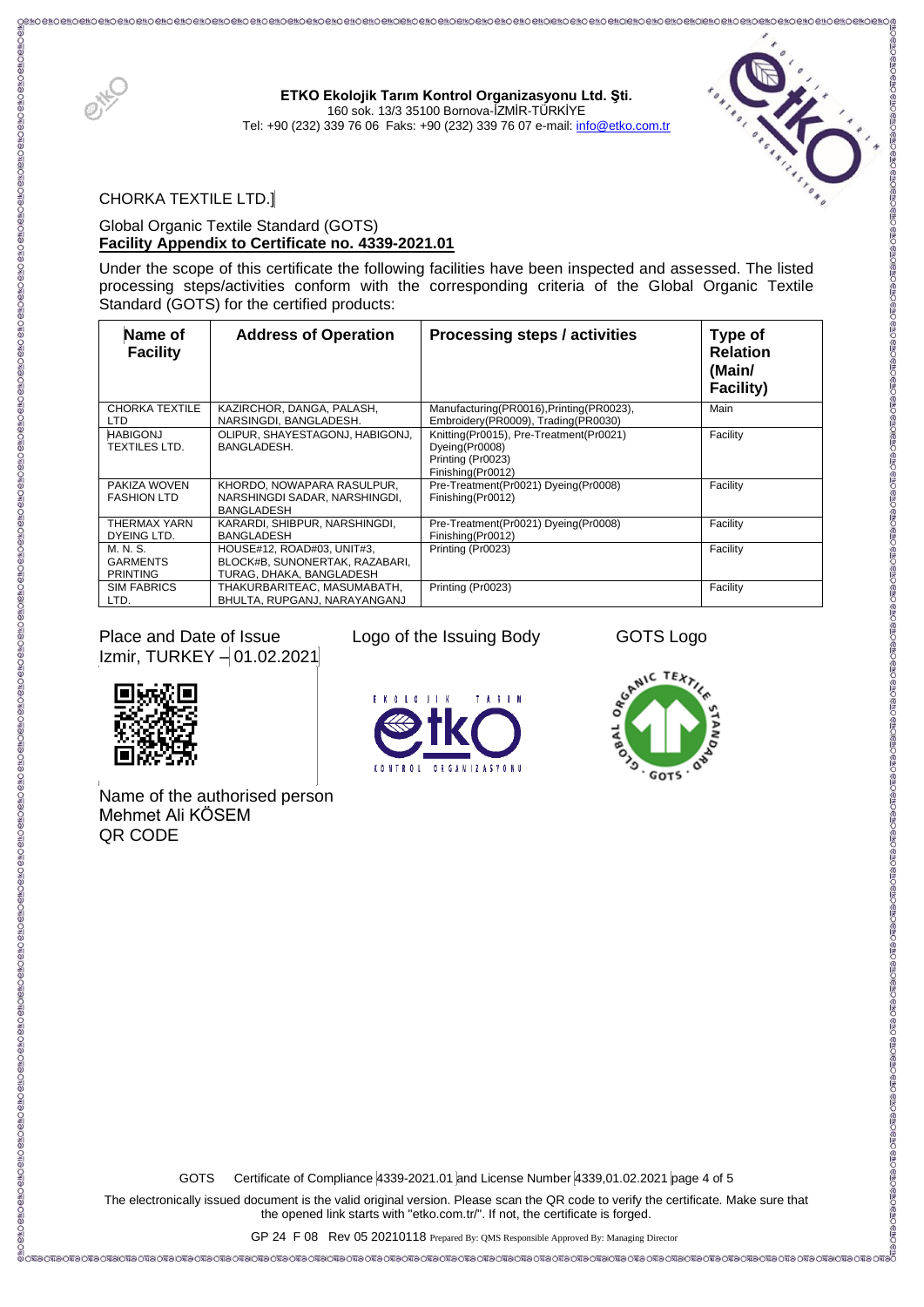**ETKO Ekolojik Tarım Kontrol Organizasyonu Ltd. Şti.**
160 sok. 13/3 35100 Bornova-İZMİR-TÜRKİYE
Tel: +90 (232) 339 76 06 Faks: +90 (232) 339 76 07 e-mail: info@etko.com.tr

CHORKA TEXTILE LTD.

Global Organic Textile Standard (GOTS)
**Facility Appendix to Certificate no. 4339-2021.01**

Under the scope of this certificate the following facilities have been inspected and assessed. The listed processing steps/activities conform with the corresponding criteria of the Global Organic Textile Standard (GOTS) for the certified products:

| Name of Facility | Address of Operation | Processing steps / activities | Type of Relation (Main/ Facility) |
|---|---|---|---|
| CHORKA TEXTILE LTD | KAZIRCHOR, DANGA, PALASH, NARSINGDI, BANGLADESH. | Manufacturing(PR0016),Printing(PR0023), Embroidery(PR0009), Trading(PR0030) | Main |
| HABIGONJ TEXTILES LTD. | OLIPUR, SHAYESTAGONJ, HABIGONJ, BANGLADESH. | Knitting(Pr0015), Pre-Treatment(Pr0021) Dyeing(Pr0008) Printing (Pr0023) Finishing(Pr0012) | Facility |
| PAKIZA WOVEN FASHION LTD | KHORDO, NOWAPARA RASULPUR, NARSHINGDI SADAR, NARSHINGDI, BANGLADESH | Pre-Treatment(Pr0021) Dyeing(Pr0008) Finishing(Pr0012) | Facility |
| THERMAX YARN DYEING LTD. | KARARDI, SHIBPUR, NARSHINGDI, BANGLADESH | Pre-Treatment(Pr0021) Dyeing(Pr0008) Finishing(Pr0012) | Facility |
| M. N. S. GARMENTS PRINTING | HOUSE#12, ROAD#03, UNIT#3, BLOCK#B, SUNONERTAK, RAZABARI, TURAG, DHAKA, BANGLADESH | Printing (Pr0023) | Facility |
| SIM FABRICS LTD. | THAKURBARITEAC, MASUMABATH, BHULTA, RUPGANJ, NARAYANGANJ | Printing (Pr0023) | Facility |

Place and Date of Issue
Izmir, TURKEY – 01.02.2021

Logo of the Issuing Body

GOTS Logo

Name of the authorised person
Mehmet Ali KÖSEM
QR CODE

GOTS Certificate of Compliance 4339-2021.01 and License Number 4339,01.02.2021

The electronically issued document is the valid original version. Please scan the QR code to verify the certificate. Make sure that the opened link starts with "etko.com.tr/". If not, the certificate is forged.

GP 24 F 08 Rev 05 20210118 Prepared By: QMS Responsible Approved By: Managing Director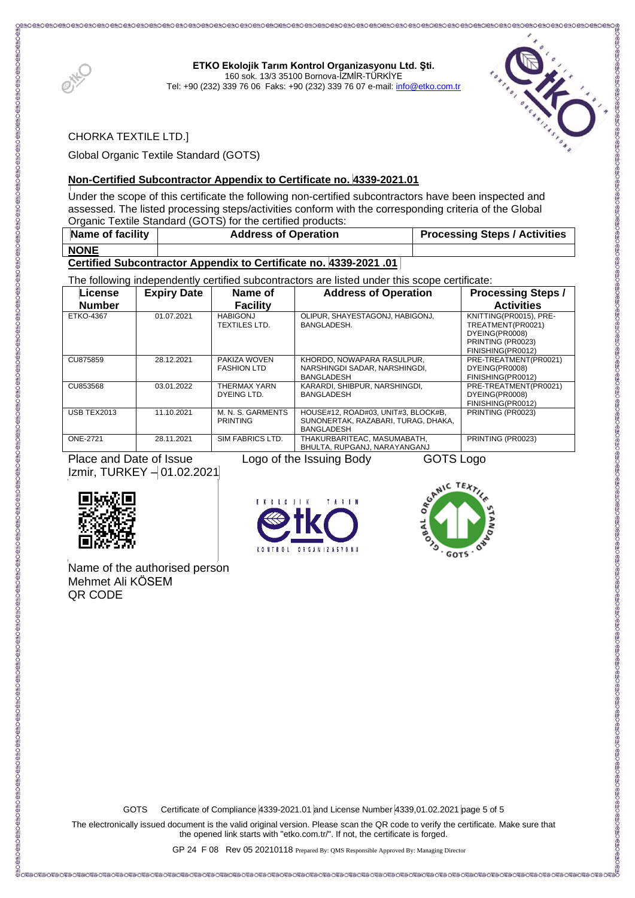**ETKO Ekolojik Tarım Kontrol Organizasyonu Ltd. Şti.**
160 sok. 13/3 35100 Bornova-İZMİR-TÜRKİYE
Tel: +90 (232) 339 76 06 Faks: +90 (232) 339 76 07 e-mail: info@etko.com.tr

CHORKA TEXTILE LTD.]

Global Organic Textile Standard (GOTS)

## Non-Certified Subcontractor Appendix to Certificate no. 4339-2021.01

Under the scope of this certificate the following non-certified subcontractors have been inspected and assessed. The listed processing steps/activities conform with the corresponding criteria of the Global Organic Textile Standard (GOTS) for the certified products:

| Name of facility | Address of Operation | Processing Steps / Activities |
|---|---|---|
| NONE | | |

## Certified Subcontractor Appendix to Certificate no. 4339-2021 .01

The following independently certified subcontractors are listed under this scope certificate:

| License Number | Expiry Date | Name of Facility | Address of Operation | Processing Steps / Activities |
|---|---|---|---|---|
| ETKO-4367 | 01.07.2021 | HABIGONJ TEXTILES LTD. | OLIPUR, SHAYESTAGONJ, HABIGONJ, BANGLADESH. | KNITTING(PR0015), PRE-TREATMENT(PR0021) DYEING(PR0008) PRINTING (PR0023) FINISHING(PR0012) |
| CU875859 | 28.12.2021 | PAKIZA WOVEN FASHION LTD | KHORDO, NOWAPARA RASULPUR, NARSHINGDI SADAR, NARSHINGDI, BANGLADESH | PRE-TREATMENT(PR0021) DYEING(PR0008) FINISHING(PR0012) |
| CU853568 | 03.01.2022 | THERMAX YARN DYEING LTD. | KARARDI, SHIBPUR, NARSHINGDI, BANGLADESH | PRE-TREATMENT(PR0021) DYEING(PR0008) FINISHING(PR0012) |
| USB TEX2013 | 11.10.2021 | M. N. S. GARMENTS PRINTING | HOUSE#12, ROAD#03, UNIT#3, BLOCK#B, SUNONERTAK, RAZABARI, TURAG, DHAKA, BANGLADESH | PRINTING (PR0023) |
| ONE-2721 | 28.11.2021 | SIM FABRICS LTD. | THAKURBARITEAC, MASUMABATH, BHULTA, RUPGANJ, NARAYANGANJ | PRINTING (PR0023) |

Place and Date of Issue
Izmir, TURKEY – 01.02.2021

Logo of the Issuing Body

GOTS Logo

Name of the authorised person
Mehmet Ali KÖSEM
QR CODE

GOTS Certificate of Compliance 4339-2021.01 and License Number 4339,01.02.2021 page 5 of 5

The electronically issued document is the valid original version. Please scan the QR code to verify the certificate. Make sure that the opened link starts with "etko.com.tr/". If not, the certificate is forged.

GP 24 F 08 Rev 05 20210118 Prepared By: QMS Responsible Approved By: Managing Director